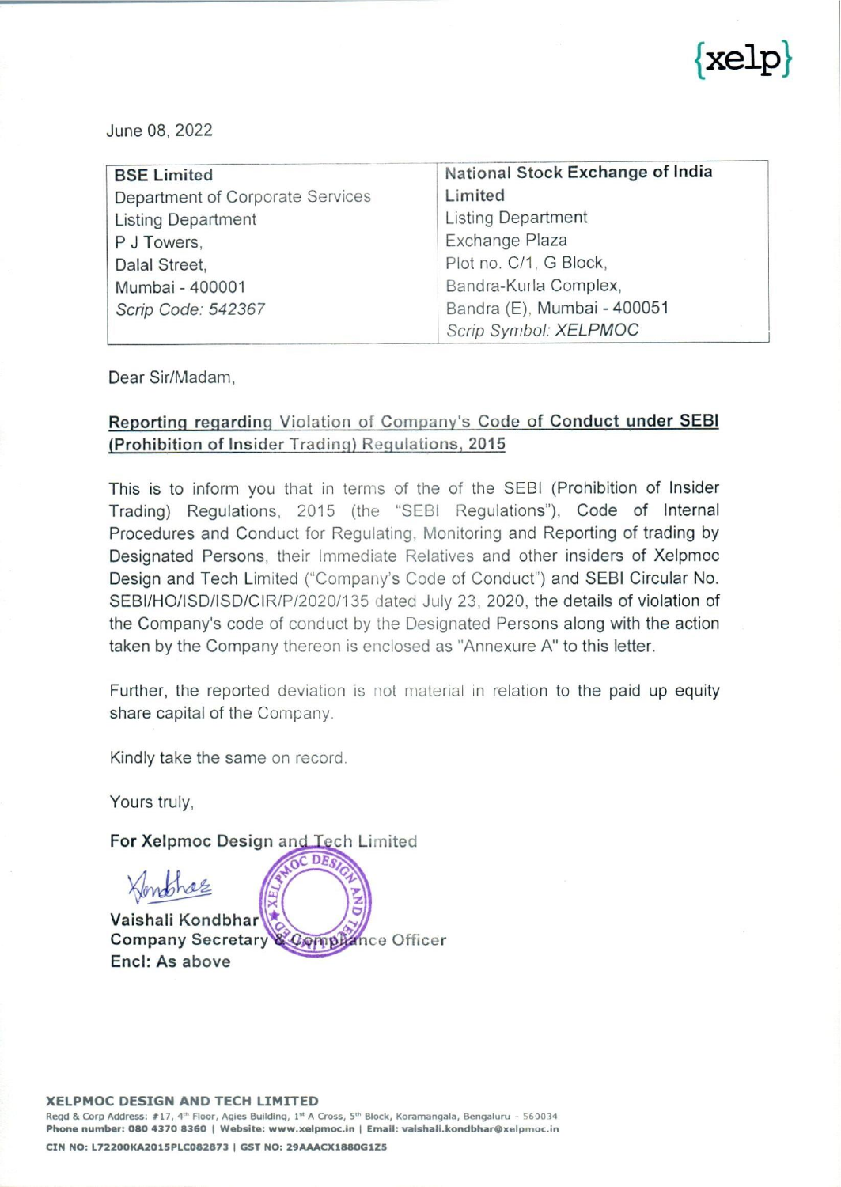{xelp}

June 08, 2022

| BSE Limited | National Stock Exchange of India Limited |
|---|---|
| Department of Corporate Services | Listing Department |
| Listing Department | Exchange Plaza |
| P J Towers, | Plot no. C/1, G Block, |
| Dalal Street, | Bandra-Kurla Complex, |
| Mumbai - 400001 | Bandra (E), Mumbai - 400051 |
| *Scrip Code: 542367* | *Scrip Symbol: XELPMOC* |

Dear Sir/Madam,

**Reporting regarding Violation of Company's Code of Conduct under SEBI (Prohibition of Insider Trading) Regulations, 2015**

This is to inform you that in terms of the of the SEBI (Prohibition of Insider Trading) Regulations, 2015 (the "SEBI Regulations"), Code of Internal Procedures and Conduct for Regulating, Monitoring and Reporting of trading by Designated Persons, their Immediate Relatives and other insiders of Xelpmoc Design and Tech Limited ("Company's Code of Conduct") and SEBI Circular No. SEBI/HO/ISD/ISD/CIR/P/2020/135 dated July 23, 2020, the details of violation of the Company's code of conduct by the Designated Persons along with the action taken by the Company thereon is enclosed as "Annexure A" to this letter.

Further, the reported deviation is not material in relation to the paid up equity share capital of the Company.

Kindly take the same on record.

Yours truly,

**For Xelpmoc Design and Tech Limited**

**Vaishali Kondbhar**
**Company Secretary & Compliance Officer**
**Encl: As above**

**XELPMOC DESIGN AND TECH LIMITED**
Regd & Corp Address: #17, 4th Floor, Agies Building, 1st A Cross, 5th Block, Koramangala, Bengaluru - 560034
**Phone number: 080 4370 8360 | Website: www.xelpmoc.in | Email: vaishali.kondbhar@xelpmoc.in**
**CIN NO: L72200KA2015PLC082873 | GST NO: 29AAACX1880G1Z5**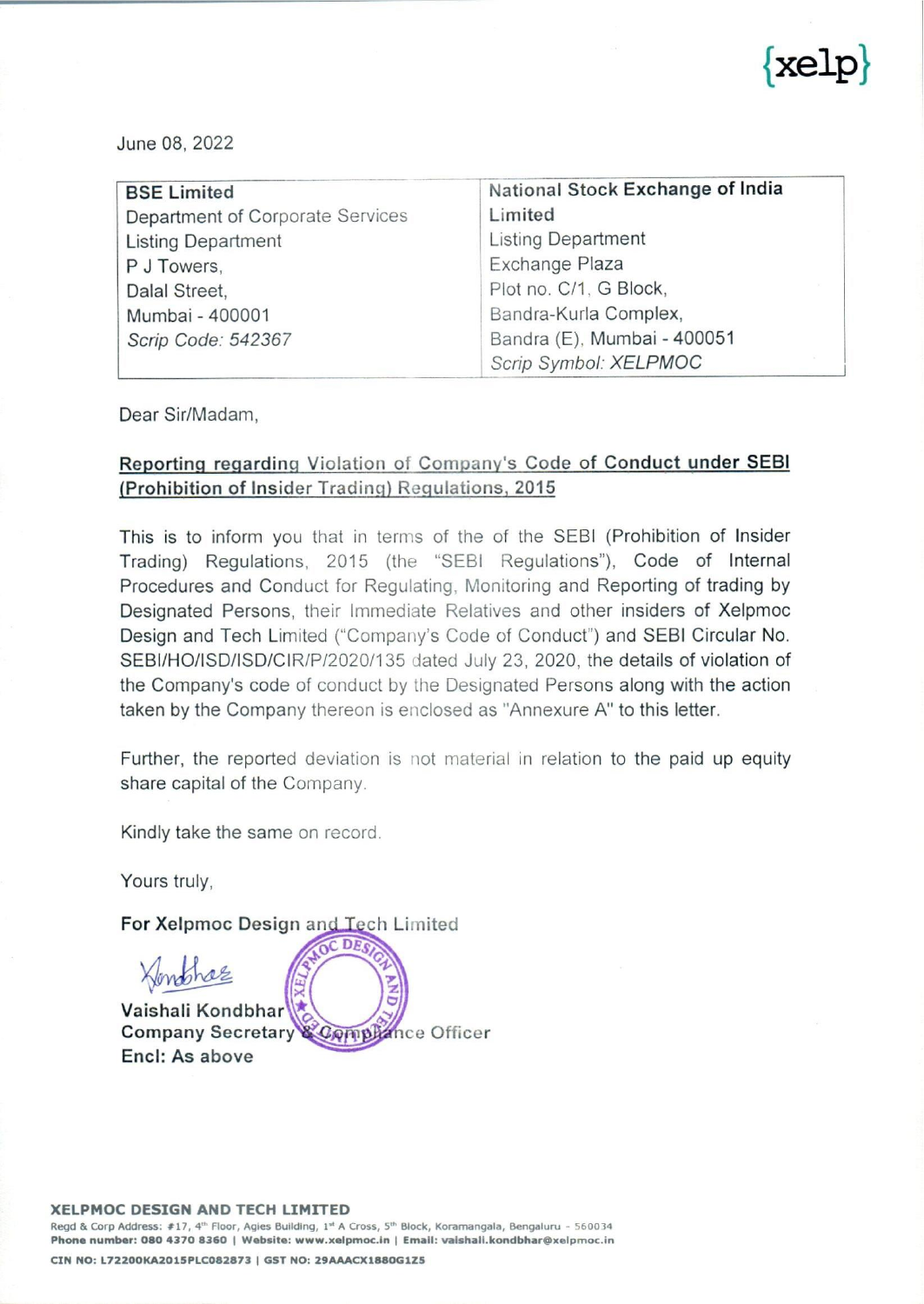{xelp}

June 08, 2022

| **BSE Limited**<br>Department of Corporate Services<br>Listing Department<br>P J Towers,<br>Dalal Street,<br>Mumbai - 400001<br>*Scrip Code: 542367* | **National Stock Exchange of India Limited**<br>Listing Department<br>Exchange Plaza<br>Plot no. C/1, G Block,<br>Bandra-Kurla Complex,<br>Bandra (E), Mumbai - 400051<br>*Scrip Symbol: XELPMOC* |
|---|---|

Dear Sir/Madam,

**Reporting regarding Violation of Company's Code of Conduct under SEBI (Prohibition of Insider Trading) Regulations, 2015**

This is to inform you that in terms of the of the SEBI (Prohibition of Insider Trading) Regulations, 2015 (the "SEBI Regulations"), Code of Internal Procedures and Conduct for Regulating, Monitoring and Reporting of trading by Designated Persons, their Immediate Relatives and other insiders of Xelpmoc Design and Tech Limited ("Company's Code of Conduct") and SEBI Circular No. SEBI/HO/ISD/ISD/CIR/P/2020/135 dated July 23, 2020, the details of violation of the Company's code of conduct by the Designated Persons along with the action taken by the Company thereon is enclosed as "Annexure A" to this letter.

Further, the reported deviation is not material in relation to the paid up equity share capital of the Company.

Kindly take the same on record.

Yours truly,

**For Xelpmoc Design and Tech Limited**

**Vaishali Kondbhar**
**Company Secretary & Compliance Officer**
**Encl: As above**

**XELPMOC DESIGN AND TECH LIMITED**
Regd & Corp Address: #17, 4th Floor, Agies Building, 1st A Cross, 5th Block, Koramangala, Bengaluru - 560034
**Phone number: 080 4370 8360 | Website: www.xelpmoc.in | Email: vaishali.kondbhar@xelpmoc.in**
**CIN NO: L72200KA2015PLC082873 | GST NO: 29AAACX1880G1Z5**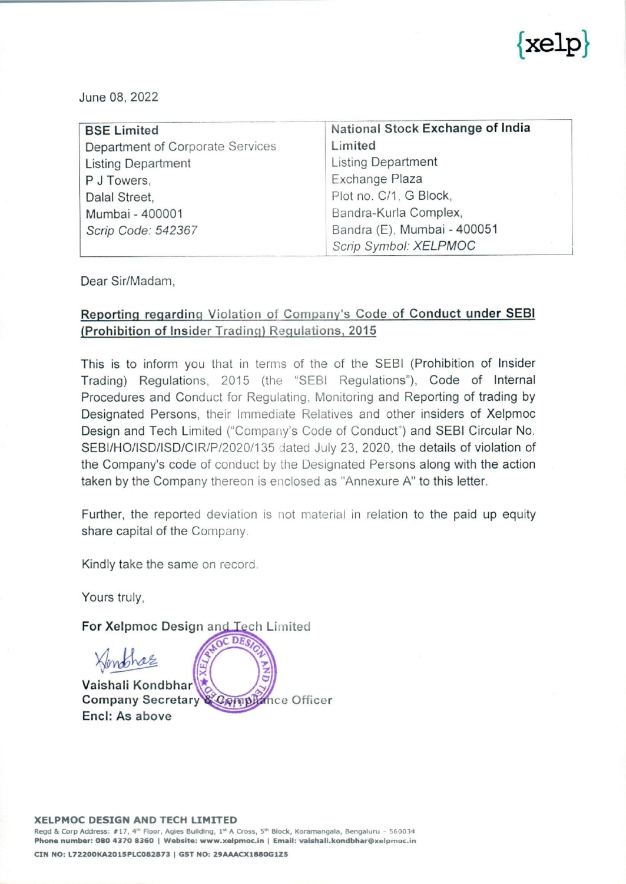{xelp}

June 08, 2022

| | |
|---|---|
| **BSE Limited**<br>Department of Corporate Services<br>Listing Department<br>P J Towers,<br>Dalal Street,<br>Mumbai - 400001<br>*Scrip Code: 542367* | **National Stock Exchange of India Limited**<br>Listing Department<br>Exchange Plaza<br>Plot no. C/1, G Block,<br>Bandra-Kurla Complex,<br>Bandra (E), Mumbai - 400051<br>*Scrip Symbol: XELPMOC* |

Dear Sir/Madam,

**Reporting regarding Violation of Company's Code of Conduct under SEBI (Prohibition of Insider Trading) Regulations, 2015**

This is to inform you that in terms of the of the SEBI (Prohibition of Insider Trading) Regulations, 2015 (the "SEBI Regulations"), Code of Internal Procedures and Conduct for Regulating, Monitoring and Reporting of trading by Designated Persons, their Immediate Relatives and other insiders of Xelpmoc Design and Tech Limited ("Company's Code of Conduct") and SEBI Circular No. SEBI/HO/ISD/ISD/CIR/P/2020/135 dated July 23, 2020, the details of violation of the Company's code of conduct by the Designated Persons along with the action taken by the Company thereon is enclosed as "Annexure A" to this letter.

Further, the reported deviation is not material in relation to the paid up equity share capital of the Company.

Kindly take the same on record.

Yours truly,

**For Xelpmoc Design and Tech Limited**

**Vaishali Kondbhar**
**Company Secretary & Compliance Officer**
**Encl: As above**

**XELPMOC DESIGN AND TECH LIMITED**
Regd & Corp Address: #17, 4th Floor, Agies Building, 1st A Cross, 5th Block, Koramangala, Bengaluru - 560034
**Phone number: 080 4370 8360 | Website: www.xelpmoc.in | Email: vaishali.kondbhar@xelpmoc.in**
**CIN NO: L72200KA2015PLC082873 | GST NO: 29AAACX1880G1Z5**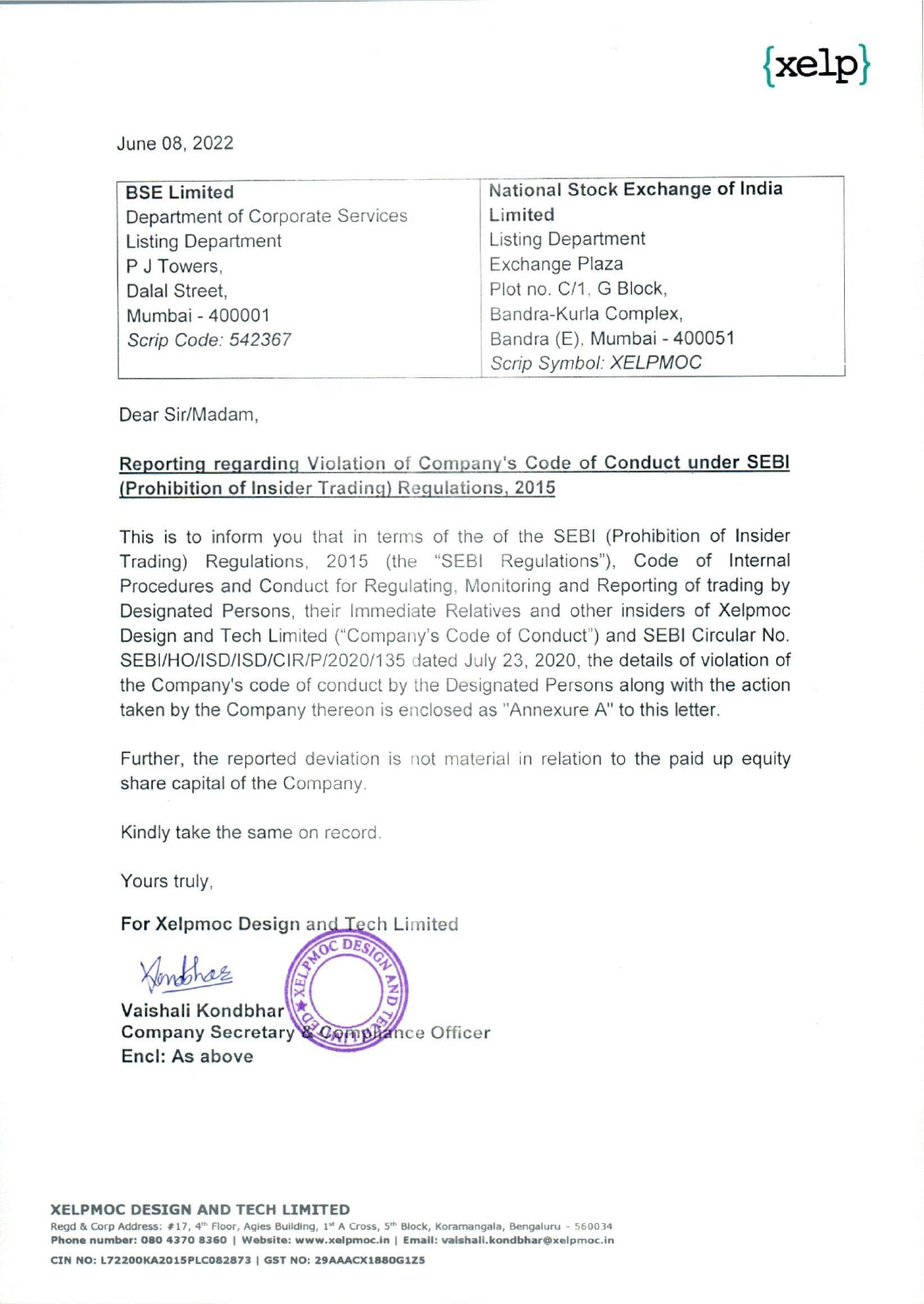{xelp}

June 08, 2022

| | |
|---|---|
| **BSE Limited**<br>Department of Corporate Services<br>Listing Department<br>P J Towers,<br>Dalal Street,<br>Mumbai - 400001<br>*Scrip Code: 542367* | **National Stock Exchange of India Limited**<br>Listing Department<br>Exchange Plaza<br>Plot no. C/1, G Block,<br>Bandra-Kurla Complex,<br>Bandra (E), Mumbai - 400051<br>*Scrip Symbol: XELPMOC* |

Dear Sir/Madam,

**Reporting regarding Violation of Company's Code of Conduct under SEBI (Prohibition of Insider Trading) Regulations, 2015**

This is to inform you that in terms of the of the SEBI (Prohibition of Insider Trading) Regulations, 2015 (the "SEBI Regulations"), Code of Internal Procedures and Conduct for Regulating, Monitoring and Reporting of trading by Designated Persons, their Immediate Relatives and other insiders of Xelpmoc Design and Tech Limited ("Company's Code of Conduct") and SEBI Circular No. SEBI/HO/ISD/ISD/CIR/P/2020/135 dated July 23, 2020, the details of violation of the Company's code of conduct by the Designated Persons along with the action taken by the Company thereon is enclosed as "Annexure A" to this letter.

Further, the reported deviation is not material in relation to the paid up equity share capital of the Company.

Kindly take the same on record.

Yours truly,

**For Xelpmoc Design and Tech Limited**

**Vaishali Kondbhar**
**Company Secretary & Compliance Officer**
**Encl: As above**

**XELPMOC DESIGN AND TECH LIMITED**
Regd & Corp Address: #17, 4th Floor, Agies Building, 1st A Cross, 5th Block, Koramangala, Bengaluru - 560034
**Phone number: 080 4370 8360 | Website: www.xelpmoc.in | Email: vaishali.kondbhar@xelpmoc.in**
**CIN NO: L72200KA2015PLC082873 | GST NO: 29AAACX1880G1Z5**